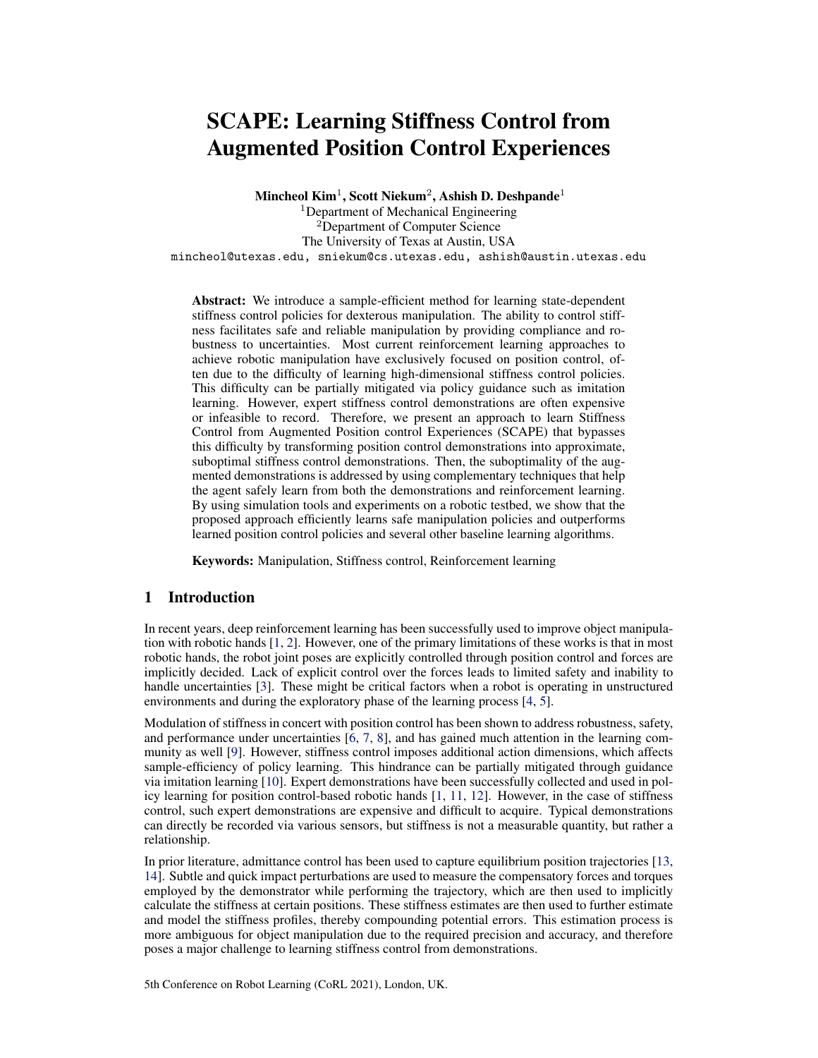# SCAPE: Learning Stiffness Control from Augmented Position Control Experiences

**Mincheol Kim**[1], **Scott Niekum**[2], **Ashish D. Deshpande**[1]

[1]Department of Mechanical Engineering
[2]Department of Computer Science
The University of Texas at Austin, USA
`mincheol@utexas.edu, sniekum@cs.utexas.edu, ashish@austin.utexas.edu`

**Abstract:** We introduce a sample-efficient method for learning state-dependent stiffness control policies for dexterous manipulation. The ability to control stiffness facilitates safe and reliable manipulation by providing compliance and robustness to uncertainties. Most current reinforcement learning approaches to achieve robotic manipulation have exclusively focused on position control, often due to the difficulty of learning high-dimensional stiffness control policies. This difficulty can be partially mitigated via policy guidance such as imitation learning. However, expert stiffness control demonstrations are often expensive or infeasible to record. Therefore, we present an approach to learn Stiffness Control from Augmented Position control Experiences (SCAPE) that bypasses this difficulty by transforming position control demonstrations into approximate, suboptimal stiffness control demonstrations. Then, the suboptimality of the augmented demonstrations is addressed by using complementary techniques that help the agent safely learn from both the demonstrations and reinforcement learning. By using simulation tools and experiments on a robotic testbed, we show that the proposed approach efficiently learns safe manipulation policies and outperforms learned position control policies and several other baseline learning algorithms.

**Keywords:** Manipulation, Stiffness control, Reinforcement learning

## 1 Introduction

In recent years, deep reinforcement learning has been successfully used to improve object manipulation with robotic hands [1, 2]. However, one of the primary limitations of these works is that in most robotic hands, the robot joint poses are explicitly controlled through position control and forces are implicitly decided. Lack of explicit control over the forces leads to limited safety and inability to handle uncertainties [3]. These might be critical factors when a robot is operating in unstructured environments and during the exploratory phase of the learning process [4, 5].

Modulation of stiffness in concert with position control has been shown to address robustness, safety, and performance under uncertainties [6, 7, 8], and has gained much attention in the learning community as well [9]. However, stiffness control imposes additional action dimensions, which affects sample-efficiency of policy learning. This hindrance can be partially mitigated through guidance via imitation learning [10]. Expert demonstrations have been successfully collected and used in policy learning for position control-based robotic hands [1, 11, 12]. However, in the case of stiffness control, such expert demonstrations are expensive and difficult to acquire. Typical demonstrations can directly be recorded via various sensors, but stiffness is not a measurable quantity, but rather a relationship.

In prior literature, admittance control has been used to capture equilibrium position trajectories [13, 14]. Subtle and quick impact perturbations are used to measure the compensatory forces and torques employed by the demonstrator while performing the trajectory, which are then used to implicitly calculate the stiffness at certain positions. These stiffness estimates are then used to further estimate and model the stiffness profiles, thereby compounding potential errors. This estimation process is more ambiguous for object manipulation due to the required precision and accuracy, and therefore poses a major challenge to learning stiffness control from demonstrations.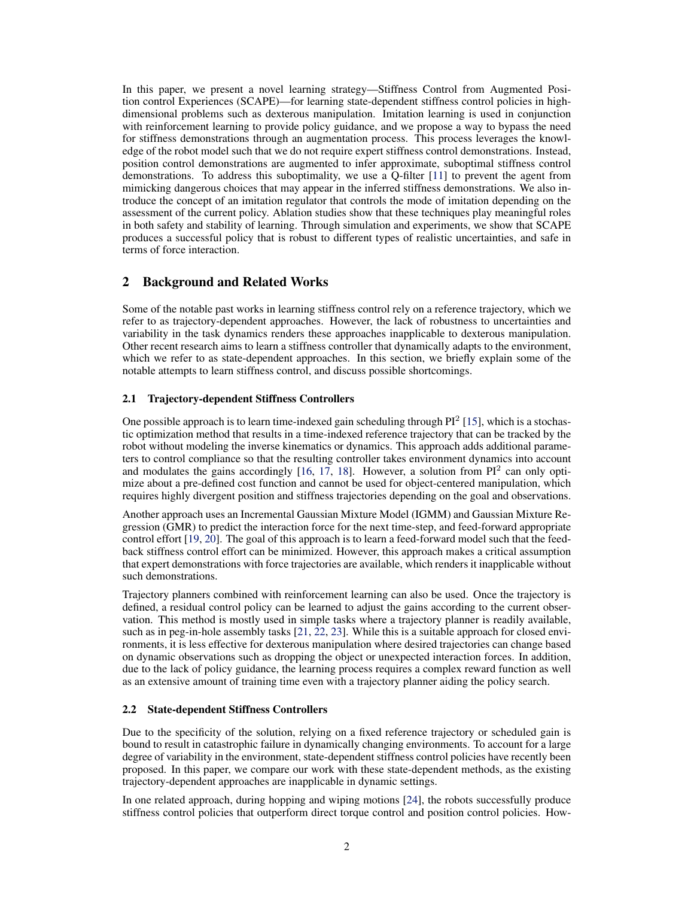In this paper, we present a novel learning strategy—Stiffness Control from Augmented Position control Experiences (SCAPE)—for learning state-dependent stiffness control policies in high-dimensional problems such as dexterous manipulation. Imitation learning is used in conjunction with reinforcement learning to provide policy guidance, and we propose a way to bypass the need for stiffness demonstrations through an augmentation process. This process leverages the knowledge of the robot model such that we do not require expert stiffness control demonstrations. Instead, position control demonstrations are augmented to infer approximate, suboptimal stiffness control demonstrations. To address this suboptimality, we use a Q-filter [11] to prevent the agent from mimicking dangerous choices that may appear in the inferred stiffness demonstrations. We also introduce the concept of an imitation regulator that controls the mode of imitation depending on the assessment of the current policy. Ablation studies show that these techniques play meaningful roles in both safety and stability of learning. Through simulation and experiments, we show that SCAPE produces a successful policy that is robust to different types of realistic uncertainties, and safe in terms of force interaction.

## 2 Background and Related Works

Some of the notable past works in learning stiffness control rely on a reference trajectory, which we refer to as trajectory-dependent approaches. However, the lack of robustness to uncertainties and variability in the task dynamics renders these approaches inapplicable to dexterous manipulation. Other recent research aims to learn a stiffness controller that dynamically adapts to the environment, which we refer to as state-dependent approaches. In this section, we briefly explain some of the notable attempts to learn stiffness control, and discuss possible shortcomings.

### 2.1 Trajectory-dependent Stiffness Controllers

One possible approach is to learn time-indexed gain scheduling through $PI^2$ [15], which is a stochastic optimization method that results in a time-indexed reference trajectory that can be tracked by the robot without modeling the inverse kinematics or dynamics. This approach adds additional parameters to control compliance so that the resulting controller takes environment dynamics into account and modulates the gains accordingly [16, 17, 18]. However, a solution from $PI^2$ can only optimize about a pre-defined cost function and cannot be used for object-centered manipulation, which requires highly divergent position and stiffness trajectories depending on the goal and observations.

Another approach uses an Incremental Gaussian Mixture Model (IGMM) and Gaussian Mixture Regression (GMR) to predict the interaction force for the next time-step, and feed-forward appropriate control effort [19, 20]. The goal of this approach is to learn a feed-forward model such that the feedback stiffness control effort can be minimized. However, this approach makes a critical assumption that expert demonstrations with force trajectories are available, which renders it inapplicable without such demonstrations.

Trajectory planners combined with reinforcement learning can also be used. Once the trajectory is defined, a residual control policy can be learned to adjust the gains according to the current observation. This method is mostly used in simple tasks where a trajectory planner is readily available, such as in peg-in-hole assembly tasks [21, 22, 23]. While this is a suitable approach for closed environments, it is less effective for dexterous manipulation where desired trajectories can change based on dynamic observations such as dropping the object or unexpected interaction forces. In addition, due to the lack of policy guidance, the learning process requires a complex reward function as well as an extensive amount of training time even with a trajectory planner aiding the policy search.

### 2.2 State-dependent Stiffness Controllers

Due to the specificity of the solution, relying on a fixed reference trajectory or scheduled gain is bound to result in catastrophic failure in dynamically changing environments. To account for a large degree of variability in the environment, state-dependent stiffness control policies have recently been proposed. In this paper, we compare our work with these state-dependent methods, as the existing trajectory-dependent approaches are inapplicable in dynamic settings.

In one related approach, during hopping and wiping motions [24], the robots successfully produce stiffness control policies that outperform direct torque control and position control policies. How-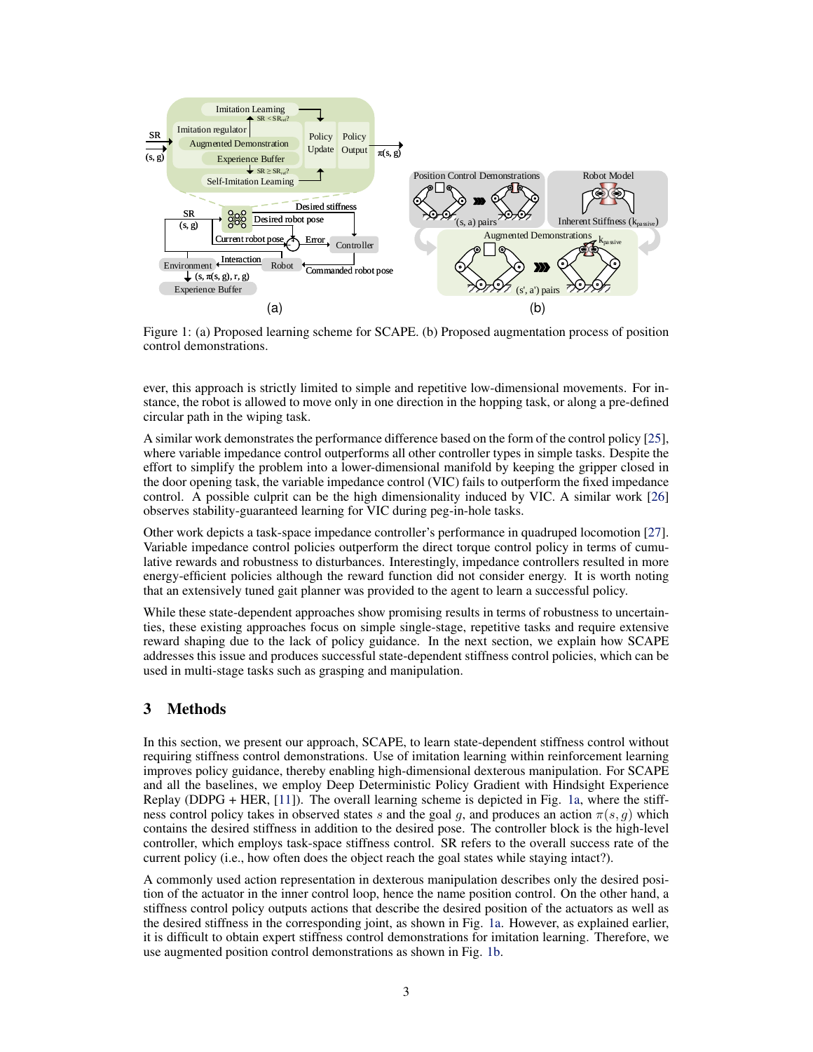Figure 1: (a) Proposed learning scheme for SCAPE. (b) Proposed augmentation process of position control demonstrations.

ever, this approach is strictly limited to simple and repetitive low-dimensional movements. For instance, the robot is allowed to move only in one direction in the hopping task, or along a pre-defined circular path in the wiping task.

A similar work demonstrates the performance difference based on the form of the control policy [25], where variable impedance control outperforms all other controller types in simple tasks. Despite the effort to simplify the problem into a lower-dimensional manifold by keeping the gripper closed in the door opening task, the variable impedance control (VIC) fails to outperform the fixed impedance control. A possible culprit can be the high dimensionality induced by VIC. A similar work [26] observes stability-guaranteed learning for VIC during peg-in-hole tasks.

Other work depicts a task-space impedance controller's performance in quadruped locomotion [27]. Variable impedance control policies outperform the direct torque control policy in terms of cumulative rewards and robustness to disturbances. Interestingly, impedance controllers resulted in more energy-efficient policies although the reward function did not consider energy. It is worth noting that an extensively tuned gait planner was provided to the agent to learn a successful policy.

While these state-dependent approaches show promising results in terms of robustness to uncertainties, these existing approaches focus on simple single-stage, repetitive tasks and require extensive reward shaping due to the lack of policy guidance. In the next section, we explain how SCAPE addresses this issue and produces successful state-dependent stiffness control policies, which can be used in multi-stage tasks such as grasping and manipulation.

## 3 Methods

In this section, we present our approach, SCAPE, to learn state-dependent stiffness control without requiring stiffness control demonstrations. Use of imitation learning within reinforcement learning improves policy guidance, thereby enabling high-dimensional dexterous manipulation. For SCAPE and all the baselines, we employ Deep Deterministic Policy Gradient with Hindsight Experience Replay (DDPG + HER, [11]). The overall learning scheme is depicted in Fig. 1a, where the stiffness control policy takes in observed states $s$ and the goal $g$, and produces an action $\pi(s, g)$ which contains the desired stiffness in addition to the desired pose. The controller block is the high-level controller, which employs task-space stiffness control. SR refers to the overall success rate of the current policy (i.e., how often does the object reach the goal states while staying intact?).

A commonly used action representation in dexterous manipulation describes only the desired position of the actuator in the inner control loop, hence the name position control. On the other hand, a stiffness control policy outputs actions that describe the desired position of the actuators as well as the desired stiffness in the corresponding joint, as shown in Fig. 1a. However, as explained earlier, it is difficult to obtain expert stiffness control demonstrations for imitation learning. Therefore, we use augmented position control demonstrations as shown in Fig. 1b.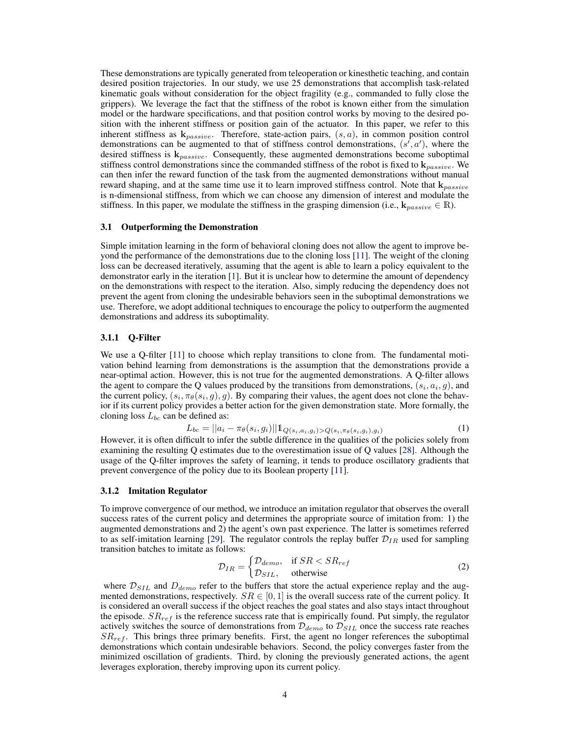These demonstrations are typically generated from teleoperation or kinesthetic teaching, and contain desired position trajectories. In our study, we use 25 demonstrations that accomplish task-related kinematic goals without consideration for the object fragility (e.g., commanded to fully close the grippers). We leverage the fact that the stiffness of the robot is known either from the simulation model or the hardware specifications, and that position control works by moving to the desired position with the inherent stiffness or position gain of the actuator. In this paper, we refer to this inherent stiffness as $\mathbf{k}_{passive}$. Therefore, state-action pairs, $(s, a)$, in common position control demonstrations can be augmented to that of stiffness control demonstrations, $(s', a')$, where the desired stiffness is $\mathbf{k}_{passive}$. Consequently, these augmented demonstrations become suboptimal stiffness control demonstrations since the commanded stiffness of the robot is fixed to $\mathbf{k}_{passive}$. We can then infer the reward function of the task from the augmented demonstrations without manual reward shaping, and at the same time use it to learn improved stiffness control. Note that $\mathbf{k}_{passive}$ is n-dimensional stiffness, from which we can choose any dimension of interest and modulate the stiffness. In this paper, we modulate the stiffness in the grasping dimension (i.e., $\mathbf{k}_{passive} \in \mathbb{R}$).

### 3.1 Outperforming the Demonstration

Simple imitation learning in the form of behavioral cloning does not allow the agent to improve beyond the performance of the demonstrations due to the cloning loss [11]. The weight of the cloning loss can be decreased iteratively, assuming that the agent is able to learn a policy equivalent to the demonstrator early in the iteration [1]. But it is unclear how to determine the amount of dependency on the demonstrations with respect to the iteration. Also, simply reducing the dependency does not prevent the agent from cloning the undesirable behaviors seen in the suboptimal demonstrations we use. Therefore, we adopt additional techniques to encourage the policy to outperform the augmented demonstrations and address its suboptimality.

#### 3.1.1 Q-Filter

We use a Q-filter [11] to choose which replay transitions to clone from. The fundamental motivation behind learning from demonstrations is the assumption that the demonstrations provide a near-optimal action. However, this is not true for the augmented demonstrations. A Q-filter allows the agent to compare the Q values produced by the transitions from demonstrations, $(s_i, a_i, g)$, and the current policy, $(s_i, \pi_\theta(s_i, g), g)$. By comparing their values, the agent does not clone the behavior if its current policy provides a better action for the given demonstration state. More formally, the cloning loss $L_{bc}$ can be defined as:

$$L_{bc} = ||a_i - \pi_\theta(s_i, g_i)|| \mathbb{1}_{Q(s_i, a_i, g_i) > Q(s_i, \pi_\theta(s_i, g_i), g_i)} \tag{1}$$

However, it is often difficult to infer the subtle difference in the qualities of the policies solely from examining the resulting Q estimates due to the overestimation issue of Q values [28]. Although the usage of the Q-filter improves the safety of learning, it tends to produce oscillatory gradients that prevent convergence of the policy due to its Boolean property [11].

#### 3.1.2 Imitation Regulator

To improve convergence of our method, we introduce an imitation regulator that observes the overall success rates of the current policy and determines the appropriate source of imitation from: 1) the augmented demonstrations and 2) the agent's own past experience. The latter is sometimes referred to as self-imitation learning [29]. The regulator controls the replay buffer $\mathcal{D}_{IR}$ used for sampling transition batches to imitate as follows:

$$\mathcal{D}_{IR} = \begin{cases} \mathcal{D}_{demo}, & \text{if } SR < SR_{ref} \\ \mathcal{D}_{SIL}, & \text{otherwise} \end{cases} \tag{2}$$

where $\mathcal{D}_{SIL}$ and $D_{demo}$ refer to the buffers that store the actual experience replay and the augmented demonstrations, respectively. $SR \in [0, 1]$ is the overall success rate of the current policy. It is considered an overall success if the object reaches the goal states and also stays intact throughout the episode. $SR_{ref}$ is the reference success rate that is empirically found. Put simply, the regulator actively switches the source of demonstrations from $\mathcal{D}_{demo}$ to $\mathcal{D}_{SIL}$ once the success rate reaches $SR_{ref}$. This brings three primary benefits. First, the agent no longer references the suboptimal demonstrations which contain undesirable behaviors. Second, the policy converges faster from the minimized oscillation of gradients. Third, by cloning the previously generated actions, the agent leverages exploration, thereby improving upon its current policy.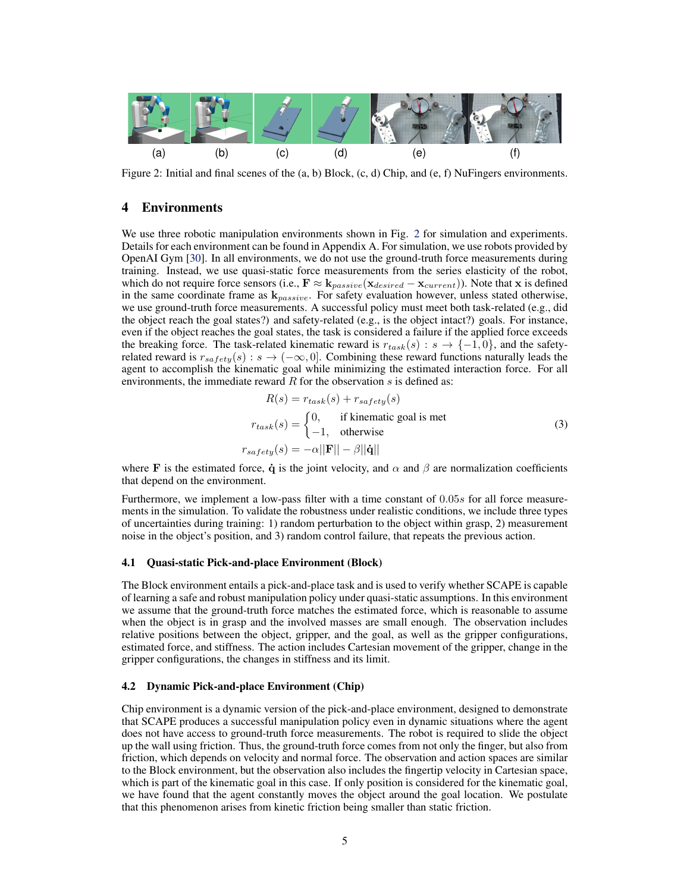(a) (b) (c) (d) (e) (f)

Figure 2: Initial and final scenes of the (a, b) Block, (c, d) Chip, and (e, f) NuFingers environments.

## 4 Environments

We use three robotic manipulation environments shown in Fig. 2 for simulation and experiments. Details for each environment can be found in Appendix A. For simulation, we use robots provided by OpenAI Gym [30]. In all environments, we do not use the ground-truth force measurements during training. Instead, we use quasi-static force measurements from the series elasticity of the robot, which do not require force sensors (i.e., $\mathbf{F} \approx \mathbf{k}_{passive}(\mathbf{x}_{desired} - \mathbf{x}_{current})$). Note that $\mathbf{x}$ is defined in the same coordinate frame as $\mathbf{k}_{passive}$. For safety evaluation however, unless stated otherwise, we use ground-truth force measurements. A successful policy must meet both task-related (e.g., did the object reach the goal states?) and safety-related (e.g., is the object intact?) goals. For instance, even if the object reaches the goal states, the task is considered a failure if the applied force exceeds the breaking force. The task-related kinematic reward is $r_{task}(s) : s \rightarrow \{-1, 0\}$, and the safety-related reward is $r_{safety}(s) : s \rightarrow (-\infty, 0]$. Combining these reward functions naturally leads the agent to accomplish the kinematic goal while minimizing the estimated interaction force. For all environments, the immediate reward $R$ for the observation $s$ is defined as:

$$
\begin{aligned}
R(s) &= r_{task}(s) + r_{safety}(s) \\
r_{task}(s) &= \begin{cases} 0, & \text{if kinematic goal is met} \\ -1, & \text{otherwise} \end{cases} \\
r_{safety}(s) &= -\alpha||\mathbf{F}|| - \beta||\dot{\mathbf{q}}||
\end{aligned}
\tag{3}
$$

where $\mathbf{F}$ is the estimated force, $\dot{\mathbf{q}}$ is the joint velocity, and $\alpha$ and $\beta$ are normalization coefficients that depend on the environment.

Furthermore, we implement a low-pass filter with a time constant of $0.05s$ for all force measurements in the simulation. To validate the robustness under realistic conditions, we include three types of uncertainties during training: 1) random perturbation to the object within grasp, 2) measurement noise in the object's position, and 3) random control failure, that repeats the previous action.

### 4.1 Quasi-static Pick-and-place Environment (Block)

The Block environment entails a pick-and-place task and is used to verify whether SCAPE is capable of learning a safe and robust manipulation policy under quasi-static assumptions. In this environment we assume that the ground-truth force matches the estimated force, which is reasonable to assume when the object is in grasp and the involved masses are small enough. The observation includes relative positions between the object, gripper, and the goal, as well as the gripper configurations, estimated force, and stiffness. The action includes Cartesian movement of the gripper, change in the gripper configurations, the changes in stiffness and its limit.

### 4.2 Dynamic Pick-and-place Environment (Chip)

Chip environment is a dynamic version of the pick-and-place environment, designed to demonstrate that SCAPE produces a successful manipulation policy even in dynamic situations where the agent does not have access to ground-truth force measurements. The robot is required to slide the object up the wall using friction. Thus, the ground-truth force comes from not only the finger, but also from friction, which depends on velocity and normal force. The observation and action spaces are similar to the Block environment, but the observation also includes the fingertip velocity in Cartesian space, which is part of the kinematic goal in this case. If only position is considered for the kinematic goal, we have found that the agent constantly moves the object around the goal location. We postulate that this phenomenon arises from kinetic friction being smaller than static friction.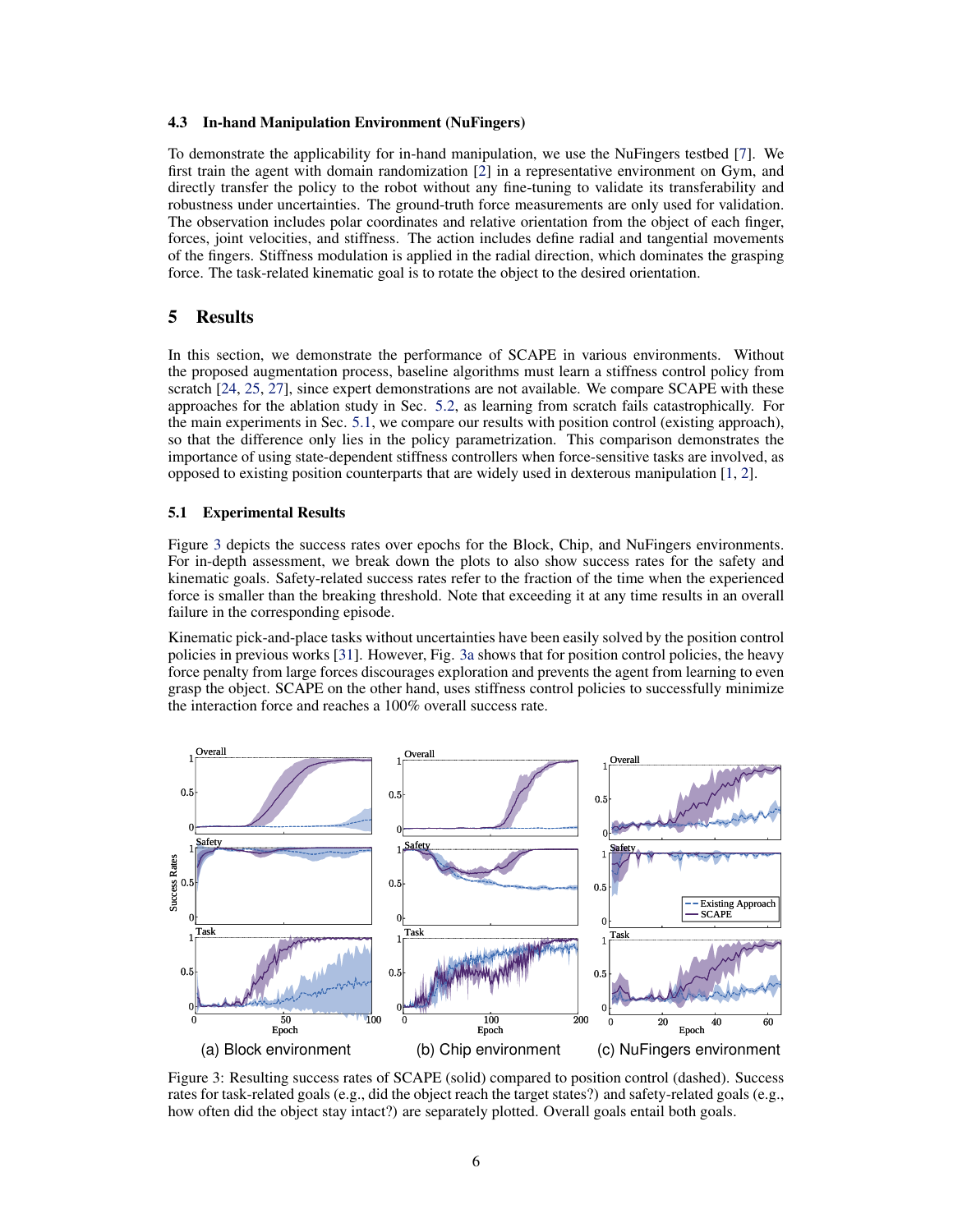### 4.3 In-hand Manipulation Environment (NuFingers)

To demonstrate the applicability for in-hand manipulation, we use the NuFingers testbed [7]. We first train the agent with domain randomization [2] in a representative environment on Gym, and directly transfer the policy to the robot without any fine-tuning to validate its transferability and robustness under uncertainties. The ground-truth force measurements are only used for validation. The observation includes polar coordinates and relative orientation from the object of each finger, forces, joint velocities, and stiffness. The action includes define radial and tangential movements of the fingers. Stiffness modulation is applied in the radial direction, which dominates the grasping force. The task-related kinematic goal is to rotate the object to the desired orientation.

## 5 Results

In this section, we demonstrate the performance of SCAPE in various environments. Without the proposed augmentation process, baseline algorithms must learn a stiffness control policy from scratch [24, 25, 27], since expert demonstrations are not available. We compare SCAPE with these approaches for the ablation study in Sec. 5.2, as learning from scratch fails catastrophically. For the main experiments in Sec. 5.1, we compare our results with position control (existing approach), so that the difference only lies in the policy parametrization. This comparison demonstrates the importance of using state-dependent stiffness controllers when force-sensitive tasks are involved, as opposed to existing position counterparts that are widely used in dexterous manipulation [1, 2].

### 5.1 Experimental Results

Figure 3 depicts the success rates over epochs for the Block, Chip, and NuFingers environments. For in-depth assessment, we break down the plots to also show success rates for the safety and kinematic goals. Safety-related success rates refer to the fraction of the time when the experienced force is smaller than the breaking threshold. Note that exceeding it at any time results in an overall failure in the corresponding episode.

Kinematic pick-and-place tasks without uncertainties have been easily solved by the position control policies in previous works [31]. However, Fig. 3a shows that for position control policies, the heavy force penalty from large forces discourages exploration and prevents the agent from learning to even grasp the object. SCAPE on the other hand, uses stiffness control policies to successfully minimize the interaction force and reaches a 100% overall success rate.

(a) Block environment (b) Chip environment (c) NuFingers environment

Figure 3: Resulting success rates of SCAPE (solid) compared to position control (dashed). Success rates for task-related goals (e.g., did the object reach the target states?) and safety-related goals (e.g., how often did the object stay intact?) are separately plotted. Overall goals entail both goals.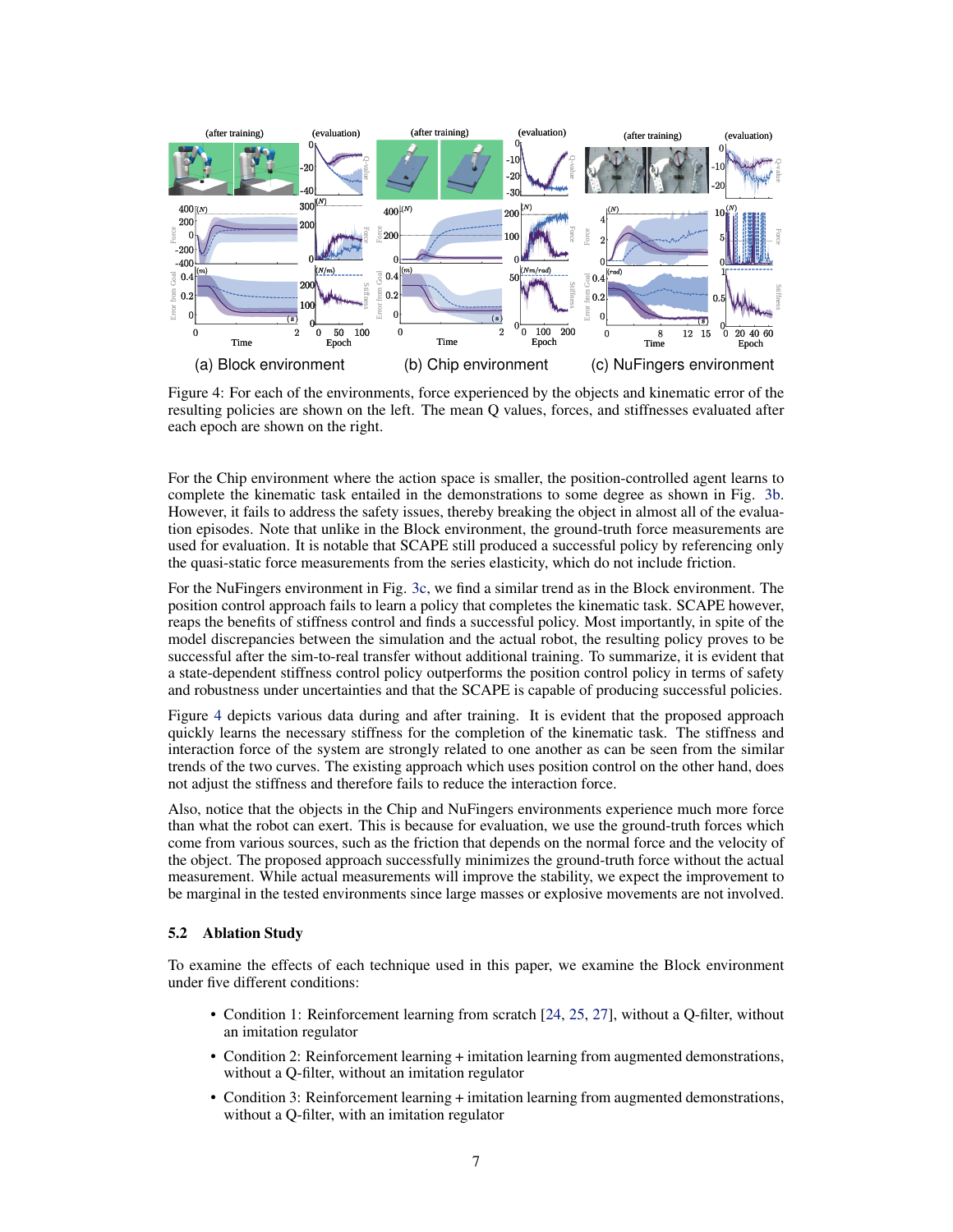Figure 4: For each of the environments, force experienced by the objects and kinematic error of the resulting policies are shown on the left. The mean Q values, forces, and stiffnesses evaluated after each epoch are shown on the right.

For the Chip environment where the action space is smaller, the position-controlled agent learns to complete the kinematic task entailed in the demonstrations to some degree as shown in Fig. 3b. However, it fails to address the safety issues, thereby breaking the object in almost all of the evaluation episodes. Note that unlike in the Block environment, the ground-truth force measurements are used for evaluation. It is notable that SCAPE still produced a successful policy by referencing only the quasi-static force measurements from the series elasticity, which do not include friction.

For the NuFingers environment in Fig. 3c, we find a similar trend as in the Block environment. The position control approach fails to learn a policy that completes the kinematic task. SCAPE however, reaps the benefits of stiffness control and finds a successful policy. Most importantly, in spite of the model discrepancies between the simulation and the actual robot, the resulting policy proves to be successful after the sim-to-real transfer without additional training. To summarize, it is evident that a state-dependent stiffness control policy outperforms the position control policy in terms of safety and robustness under uncertainties and that the SCAPE is capable of producing successful policies.

Figure 4 depicts various data during and after training. It is evident that the proposed approach quickly learns the necessary stiffness for the completion of the kinematic task. The stiffness and interaction force of the system are strongly related to one another as can be seen from the similar trends of the two curves. The existing approach which uses position control on the other hand, does not adjust the stiffness and therefore fails to reduce the interaction force.

Also, notice that the objects in the Chip and NuFingers environments experience much more force than what the robot can exert. This is because for evaluation, we use the ground-truth forces which come from various sources, such as the friction that depends on the normal force and the velocity of the object. The proposed approach successfully minimizes the ground-truth force without the actual measurement. While actual measurements will improve the stability, we expect the improvement to be marginal in the tested environments since large masses or explosive movements are not involved.

### 5.2 Ablation Study

To examine the effects of each technique used in this paper, we examine the Block environment under five different conditions:

- Condition 1: Reinforcement learning from scratch [24, 25, 27], without a Q-filter, without an imitation regulator
- Condition 2: Reinforcement learning + imitation learning from augmented demonstrations, without a Q-filter, without an imitation regulator
- Condition 3: Reinforcement learning + imitation learning from augmented demonstrations, without a Q-filter, with an imitation regulator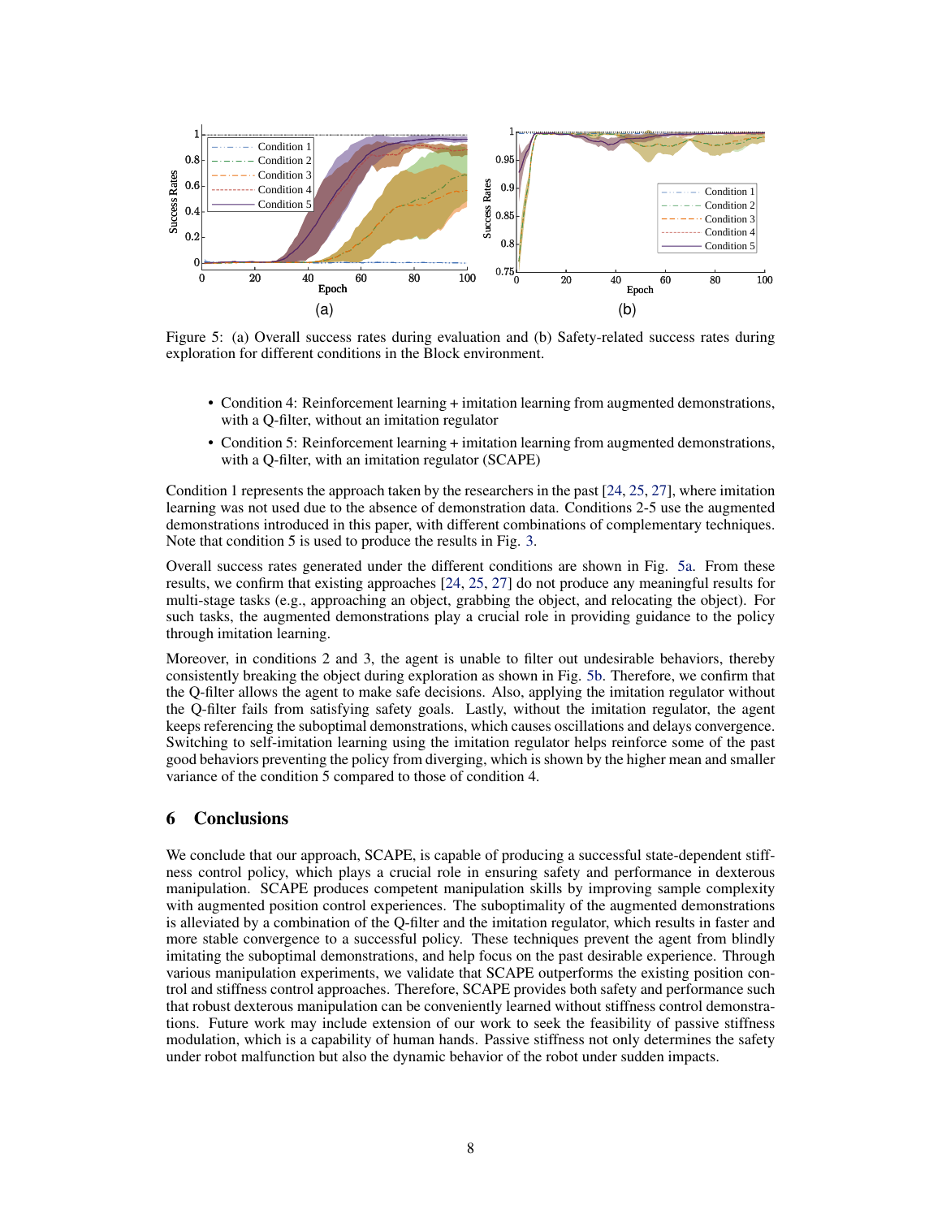Figure 5: (a) Overall success rates during evaluation and (b) Safety-related success rates during exploration for different conditions in the Block environment.

- Condition 4: Reinforcement learning + imitation learning from augmented demonstrations, with a Q-filter, without an imitation regulator
- Condition 5: Reinforcement learning + imitation learning from augmented demonstrations, with a Q-filter, with an imitation regulator (SCAPE)

Condition 1 represents the approach taken by the researchers in the past [24, 25, 27], where imitation learning was not used due to the absence of demonstration data. Conditions 2-5 use the augmented demonstrations introduced in this paper, with different combinations of complementary techniques. Note that condition 5 is used to produce the results in Fig. 3.

Overall success rates generated under the different conditions are shown in Fig. 5a. From these results, we confirm that existing approaches [24, 25, 27] do not produce any meaningful results for multi-stage tasks (e.g., approaching an object, grabbing the object, and relocating the object). For such tasks, the augmented demonstrations play a crucial role in providing guidance to the policy through imitation learning.

Moreover, in conditions 2 and 3, the agent is unable to filter out undesirable behaviors, thereby consistently breaking the object during exploration as shown in Fig. 5b. Therefore, we confirm that the Q-filter allows the agent to make safe decisions. Also, applying the imitation regulator without the Q-filter fails from satisfying safety goals. Lastly, without the imitation regulator, the agent keeps referencing the suboptimal demonstrations, which causes oscillations and delays convergence. Switching to self-imitation learning using the imitation regulator helps reinforce some of the past good behaviors preventing the policy from diverging, which is shown by the higher mean and smaller variance of the condition 5 compared to those of condition 4.

## 6 Conclusions

We conclude that our approach, SCAPE, is capable of producing a successful state-dependent stiffness control policy, which plays a crucial role in ensuring safety and performance in dexterous manipulation. SCAPE produces competent manipulation skills by improving sample complexity with augmented position control experiences. The suboptimality of the augmented demonstrations is alleviated by a combination of the Q-filter and the imitation regulator, which results in faster and more stable convergence to a successful policy. These techniques prevent the agent from blindly imitating the suboptimal demonstrations, and help focus on the past desirable experience. Through various manipulation experiments, we validate that SCAPE outperforms the existing position control and stiffness control approaches. Therefore, SCAPE provides both safety and performance such that robust dexterous manipulation can be conveniently learned without stiffness control demonstrations. Future work may include extension of our work to seek the feasibility of passive stiffness modulation, which is a capability of human hands. Passive stiffness not only determines the safety under robot malfunction but also the dynamic behavior of the robot under sudden impacts.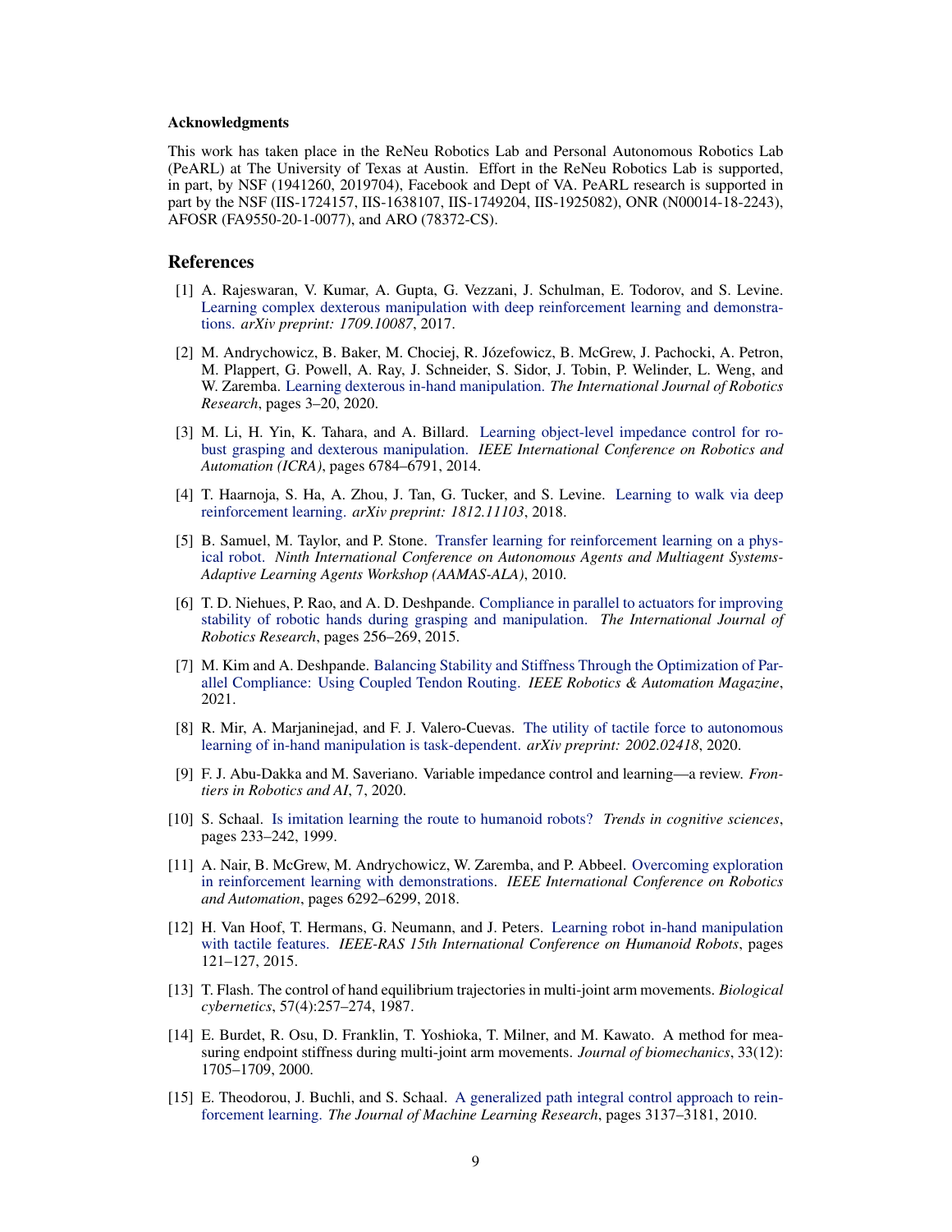**Acknowledgments**

This work has taken place in the ReNeu Robotics Lab and Personal Autonomous Robotics Lab (PeARL) at The University of Texas at Austin. Effort in the ReNeu Robotics Lab is supported, in part, by NSF (1941260, 2019704), Facebook and Dept of VA. PeARL research is supported in part by the NSF (IIS-1724157, IIS-1638107, IIS-1749204, IIS-1925082), ONR (N00014-18-2243), AFOSR (FA9550-20-1-0077), and ARO (78372-CS).

## References

[1] A. Rajeswaran, V. Kumar, A. Gupta, G. Vezzani, J. Schulman, E. Todorov, and S. Levine. Learning complex dexterous manipulation with deep reinforcement learning and demonstrations. *arXiv preprint: 1709.10087*, 2017.

[2] M. Andrychowicz, B. Baker, M. Chociej, R. Józefowicz, B. McGrew, J. Pachocki, A. Petron, M. Plappert, G. Powell, A. Ray, J. Schneider, S. Sidor, J. Tobin, P. Welinder, L. Weng, and W. Zaremba. Learning dexterous in-hand manipulation. *The International Journal of Robotics Research*, pages 3–20, 2020.

[3] M. Li, H. Yin, K. Tahara, and A. Billard. Learning object-level impedance control for robust grasping and dexterous manipulation. *IEEE International Conference on Robotics and Automation (ICRA)*, pages 6784–6791, 2014.

[4] T. Haarnoja, S. Ha, A. Zhou, J. Tan, G. Tucker, and S. Levine. Learning to walk via deep reinforcement learning. *arXiv preprint: 1812.11103*, 2018.

[5] B. Samuel, M. Taylor, and P. Stone. Transfer learning for reinforcement learning on a physical robot. *Ninth International Conference on Autonomous Agents and Multiagent Systems-Adaptive Learning Agents Workshop (AAMAS-ALA)*, 2010.

[6] T. D. Niehues, P. Rao, and A. D. Deshpande. Compliance in parallel to actuators for improving stability of robotic hands during grasping and manipulation. *The International Journal of Robotics Research*, pages 256–269, 2015.

[7] M. Kim and A. Deshpande. Balancing Stability and Stiffness Through the Optimization of Parallel Compliance: Using Coupled Tendon Routing. *IEEE Robotics & Automation Magazine*, 2021.

[8] R. Mir, A. Marjaninejad, and F. J. Valero-Cuevas. The utility of tactile force to autonomous learning of in-hand manipulation is task-dependent. *arXiv preprint: 2002.02418*, 2020.

[9] F. J. Abu-Dakka and M. Saveriano. Variable impedance control and learning—a review. *Frontiers in Robotics and AI*, 7, 2020.

[10] S. Schaal. Is imitation learning the route to humanoid robots? *Trends in cognitive sciences*, pages 233–242, 1999.

[11] A. Nair, B. McGrew, M. Andrychowicz, W. Zaremba, and P. Abbeel. Overcoming exploration in reinforcement learning with demonstrations. *IEEE International Conference on Robotics and Automation*, pages 6292–6299, 2018.

[12] H. Van Hoof, T. Hermans, G. Neumann, and J. Peters. Learning robot in-hand manipulation with tactile features. *IEEE-RAS 15th International Conference on Humanoid Robots*, pages 121–127, 2015.

[13] T. Flash. The control of hand equilibrium trajectories in multi-joint arm movements. *Biological cybernetics*, 57(4):257–274, 1987.

[14] E. Burdet, R. Osu, D. Franklin, T. Yoshioka, T. Milner, and M. Kawato. A method for measuring endpoint stiffness during multi-joint arm movements. *Journal of biomechanics*, 33(12): 1705–1709, 2000.

[15] E. Theodorou, J. Buchli, and S. Schaal. A generalized path integral control approach to reinforcement learning. *The Journal of Machine Learning Research*, pages 3137–3181, 2010.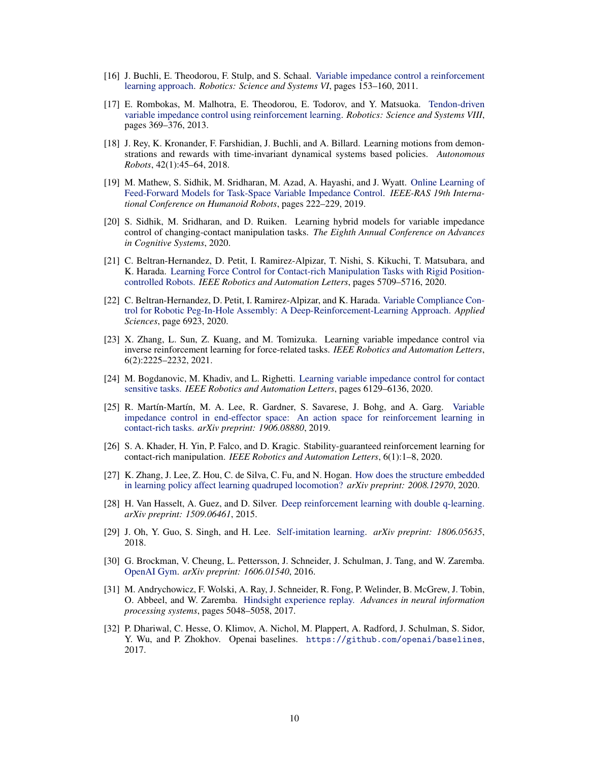[16] J. Buchli, E. Theodorou, F. Stulp, and S. Schaal. Variable impedance control a reinforcement learning approach. *Robotics: Science and Systems VI*, pages 153–160, 2011.

[17] E. Rombokas, M. Malhotra, E. Theodorou, E. Todorov, and Y. Matsuoka. Tendon-driven variable impedance control using reinforcement learning. *Robotics: Science and Systems VIII*, pages 369–376, 2013.

[18] J. Rey, K. Kronander, F. Farshidian, J. Buchli, and A. Billard. Learning motions from demonstrations and rewards with time-invariant dynamical systems based policies. *Autonomous Robots*, 42(1):45–64, 2018.

[19] M. Mathew, S. Sidhik, M. Sridharan, M. Azad, A. Hayashi, and J. Wyatt. Online Learning of Feed-Forward Models for Task-Space Variable Impedance Control. *IEEE-RAS 19th International Conference on Humanoid Robots*, pages 222–229, 2019.

[20] S. Sidhik, M. Sridharan, and D. Ruiken. Learning hybrid models for variable impedance control of changing-contact manipulation tasks. *The Eighth Annual Conference on Advances in Cognitive Systems*, 2020.

[21] C. Beltran-Hernandez, D. Petit, I. Ramirez-Alpizar, T. Nishi, S. Kikuchi, T. Matsubara, and K. Harada. Learning Force Control for Contact-rich Manipulation Tasks with Rigid Position-controlled Robots. *IEEE Robotics and Automation Letters*, pages 5709–5716, 2020.

[22] C. Beltran-Hernandez, D. Petit, I. Ramirez-Alpizar, and K. Harada. Variable Compliance Control for Robotic Peg-In-Hole Assembly: A Deep-Reinforcement-Learning Approach. *Applied Sciences*, page 6923, 2020.

[23] X. Zhang, L. Sun, Z. Kuang, and M. Tomizuka. Learning variable impedance control via inverse reinforcement learning for force-related tasks. *IEEE Robotics and Automation Letters*, 6(2):2225–2232, 2021.

[24] M. Bogdanovic, M. Khadiv, and L. Righetti. Learning variable impedance control for contact sensitive tasks. *IEEE Robotics and Automation Letters*, pages 6129–6136, 2020.

[25] R. Martín-Martín, M. A. Lee, R. Gardner, S. Savarese, J. Bohg, and A. Garg. Variable impedance control in end-effector space: An action space for reinforcement learning in contact-rich tasks. *arXiv preprint: 1906.08880*, 2019.

[26] S. A. Khader, H. Yin, P. Falco, and D. Kragic. Stability-guaranteed reinforcement learning for contact-rich manipulation. *IEEE Robotics and Automation Letters*, 6(1):1–8, 2020.

[27] K. Zhang, J. Lee, Z. Hou, C. de Silva, C. Fu, and N. Hogan. How does the structure embedded in learning policy affect learning quadruped locomotion? *arXiv preprint: 2008.12970*, 2020.

[28] H. Van Hasselt, A. Guez, and D. Silver. Deep reinforcement learning with double q-learning. *arXiv preprint: 1509.06461*, 2015.

[29] J. Oh, Y. Guo, S. Singh, and H. Lee. Self-imitation learning. *arXiv preprint: 1806.05635*, 2018.

[30] G. Brockman, V. Cheung, L. Pettersson, J. Schneider, J. Schulman, J. Tang, and W. Zaremba. OpenAI Gym. *arXiv preprint: 1606.01540*, 2016.

[31] M. Andrychowicz, F. Wolski, A. Ray, J. Schneider, R. Fong, P. Welinder, B. McGrew, J. Tobin, O. Abbeel, and W. Zaremba. Hindsight experience replay. *Advances in neural information processing systems*, pages 5048–5058, 2017.

[32] P. Dhariwal, C. Hesse, O. Klimov, A. Nichol, M. Plappert, A. Radford, J. Schulman, S. Sidor, Y. Wu, and P. Zhokhov. Openai baselines. `https://github.com/openai/baselines`, 2017.